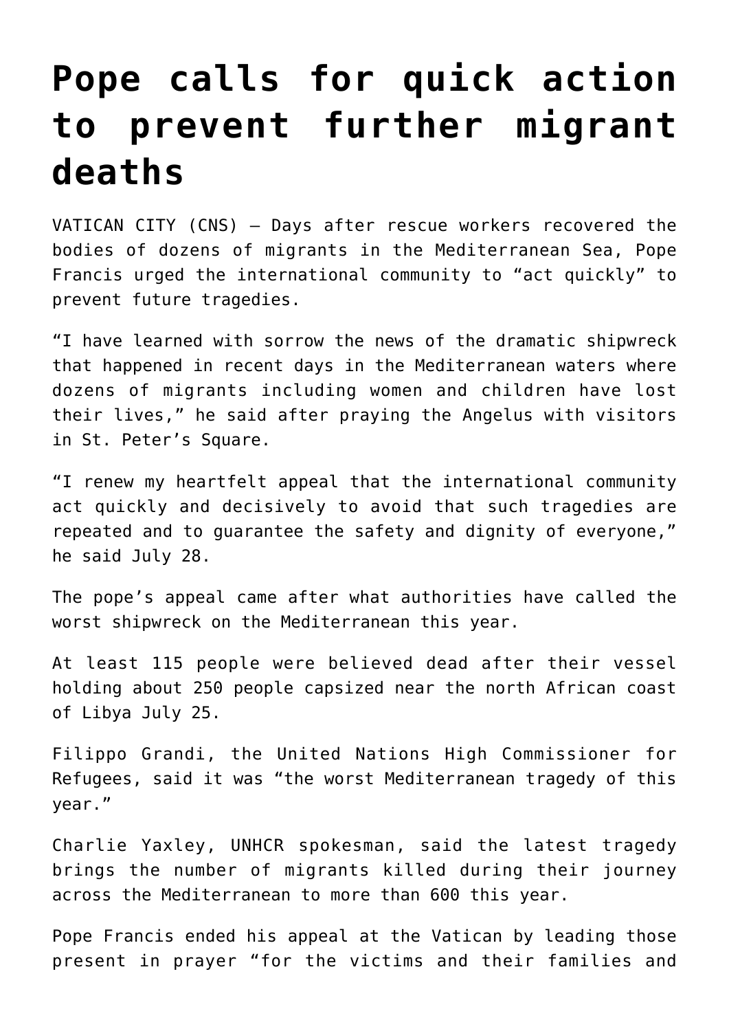# Pope calls for quick action to prevent further migrant deaths

VATICAN CITY (CNS) — Days after rescue workers recovered the bodies of dozens of migrants in the Mediterranean Sea, Pope Francis urged the international community to "act quickly" to prevent future tragedies.

"I have learned with sorrow the news of the dramatic shipwreck that happened in recent days in the Mediterranean waters where dozens of migrants including women and children have lost their lives," he said after praying the Angelus with visitors in St. Peter's Square.

"I renew my heartfelt appeal that the international community act quickly and decisively to avoid that such tragedies are repeated and to guarantee the safety and dignity of everyone," he said July 28.

The pope's appeal came after what authorities have called the worst shipwreck on the Mediterranean this year.

At least 115 people were believed dead after their vessel holding about 250 people capsized near the north African coast of Libya July 25.

Filippo Grandi, the United Nations High Commissioner for Refugees, said it was "the worst Mediterranean tragedy of this year."

Charlie Yaxley, UNHCR spokesman, said the latest tragedy brings the number of migrants killed during their journey across the Mediterranean to more than 600 this year.

Pope Francis ended his appeal at the Vatican by leading those present in prayer "for the victims and their families and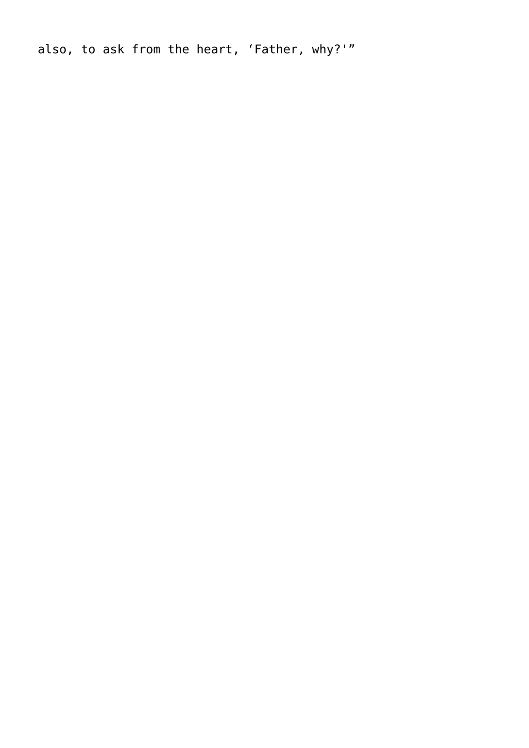also, to ask from the heart, ‘Father, why?'”